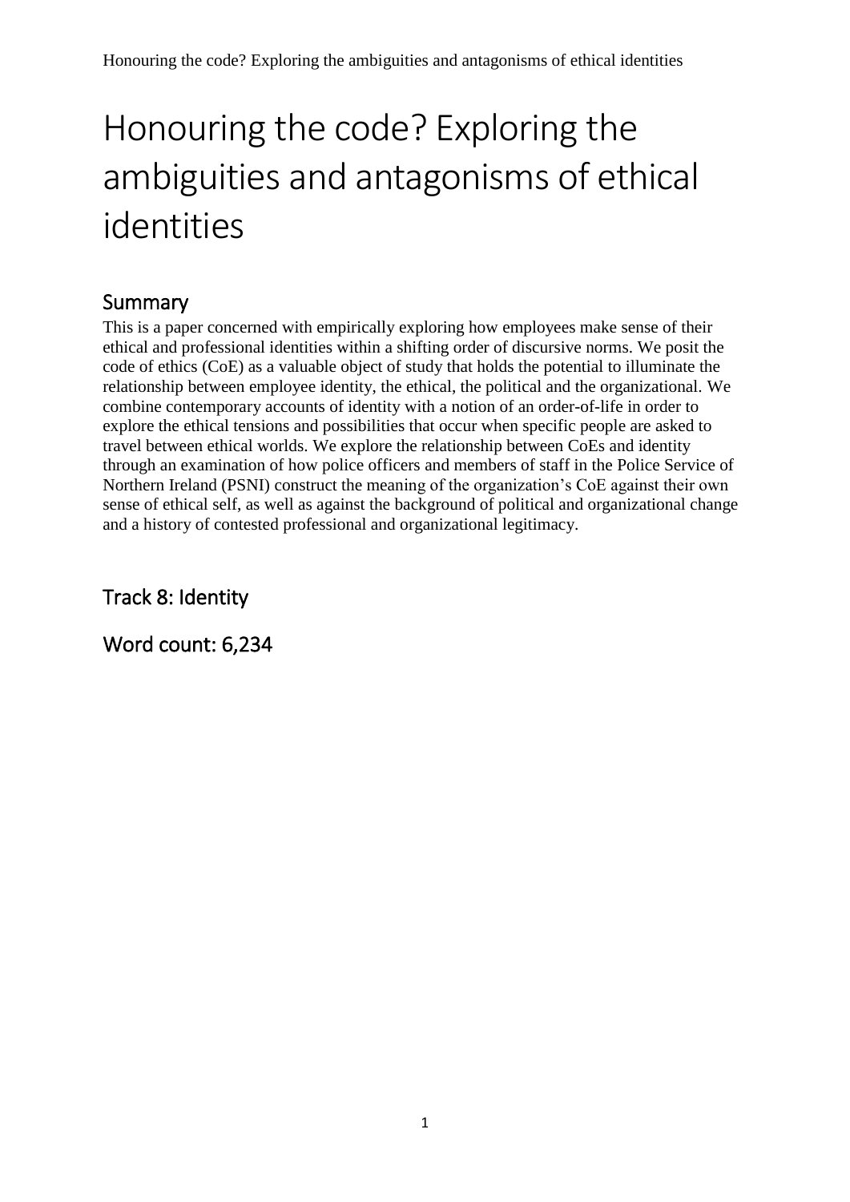# Honouring the code? Exploring the ambiguities and antagonisms of ethical identities

## Summary

This is a paper concerned with empirically exploring how employees make sense of their ethical and professional identities within a shifting order of discursive norms. We posit the code of ethics (CoE) as a valuable object of study that holds the potential to illuminate the relationship between employee identity, the ethical, the political and the organizational. We combine contemporary accounts of identity with a notion of an order-of-life in order to explore the ethical tensions and possibilities that occur when specific people are asked to travel between ethical worlds. We explore the relationship between CoEs and identity through an examination of how police officers and members of staff in the Police Service of Northern Ireland (PSNI) construct the meaning of the organization's CoE against their own sense of ethical self, as well as against the background of political and organizational change and a history of contested professional and organizational legitimacy.

## Track 8: Identity

## Word count: 6,234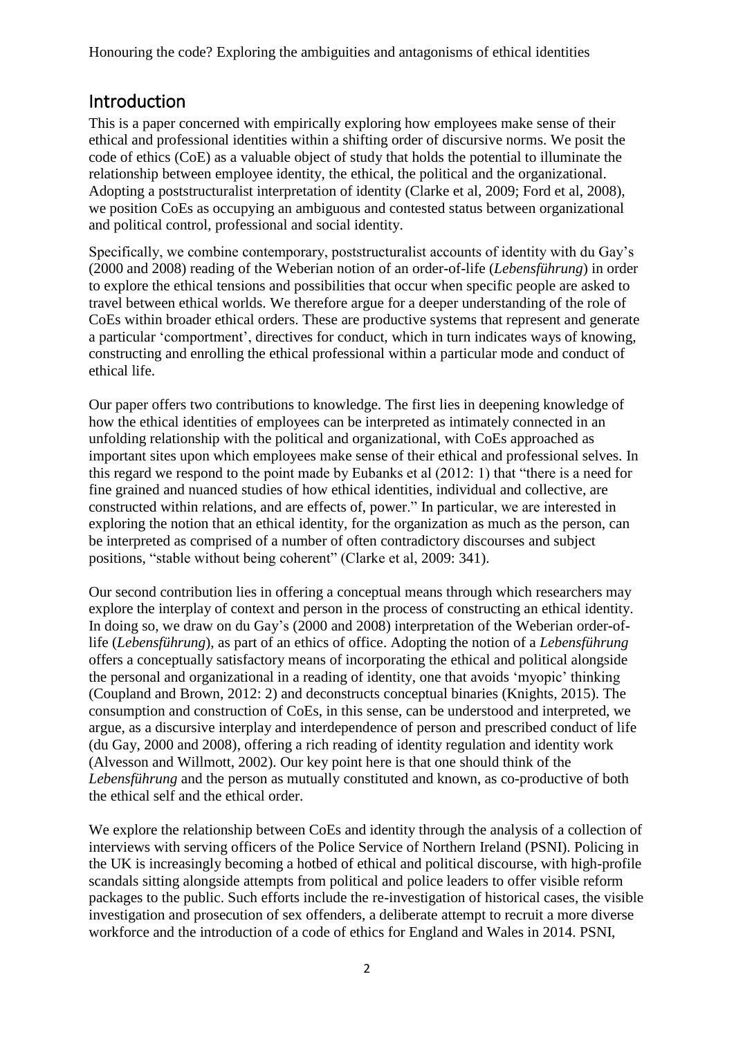Honouring the code? Exploring the ambiguities and antagonisms of ethical identities

## Introduction

This is a paper concerned with empirically exploring how employees make sense of their ethical and professional identities within a shifting order of discursive norms. We posit the code of ethics (CoE) as a valuable object of study that holds the potential to illuminate the relationship between employee identity, the ethical, the political and the organizational. Adopting a poststructuralist interpretation of identity (Clarke et al, 2009; Ford et al, 2008), we position CoEs as occupying an ambiguous and contested status between organizational and political control, professional and social identity.

Specifically, we combine contemporary, poststructuralist accounts of identity with du Gay's (2000 and 2008) reading of the Weberian notion of an order-of-life (*Lebensführung*) in order to explore the ethical tensions and possibilities that occur when specific people are asked to travel between ethical worlds. We therefore argue for a deeper understanding of the role of CoEs within broader ethical orders. These are productive systems that represent and generate a particular 'comportment', directives for conduct, which in turn indicates ways of knowing, constructing and enrolling the ethical professional within a particular mode and conduct of ethical life.

Our paper offers two contributions to knowledge. The first lies in deepening knowledge of how the ethical identities of employees can be interpreted as intimately connected in an unfolding relationship with the political and organizational, with CoEs approached as important sites upon which employees make sense of their ethical and professional selves. In this regard we respond to the point made by Eubanks et al (2012: 1) that "there is a need for fine grained and nuanced studies of how ethical identities, individual and collective, are constructed within relations, and are effects of, power." In particular, we are interested in exploring the notion that an ethical identity, for the organization as much as the person, can be interpreted as comprised of a number of often contradictory discourses and subject positions, "stable without being coherent" (Clarke et al, 2009: 341).

Our second contribution lies in offering a conceptual means through which researchers may explore the interplay of context and person in the process of constructing an ethical identity. In doing so, we draw on du Gay's (2000 and 2008) interpretation of the Weberian order-of-life (*Lebensführung*), as part of an ethics of office. Adopting the notion of a *Lebensführung* offers a conceptually satisfactory means of incorporating the ethical and political alongside the personal and organizational in a reading of identity, one that avoids 'myopic' thinking (Coupland and Brown, 2012: 2) and deconstructs conceptual binaries (Knights, 2015). The consumption and construction of CoEs, in this sense, can be understood and interpreted, we argue, as a discursive interplay and interdependence of person and prescribed conduct of life (du Gay, 2000 and 2008), offering a rich reading of identity regulation and identity work (Alvesson and Willmott, 2002). Our key point here is that one should think of the *Lebensführung* and the person as mutually constituted and known, as co-productive of both the ethical self and the ethical order.

We explore the relationship between CoEs and identity through the analysis of a collection of interviews with serving officers of the Police Service of Northern Ireland (PSNI). Policing in the UK is increasingly becoming a hotbed of ethical and political discourse, with high-profile scandals sitting alongside attempts from political and police leaders to offer visible reform packages to the public. Such efforts include the re-investigation of historical cases, the visible investigation and prosecution of sex offenders, a deliberate attempt to recruit a more diverse workforce and the introduction of a code of ethics for England and Wales in 2014. PSNI,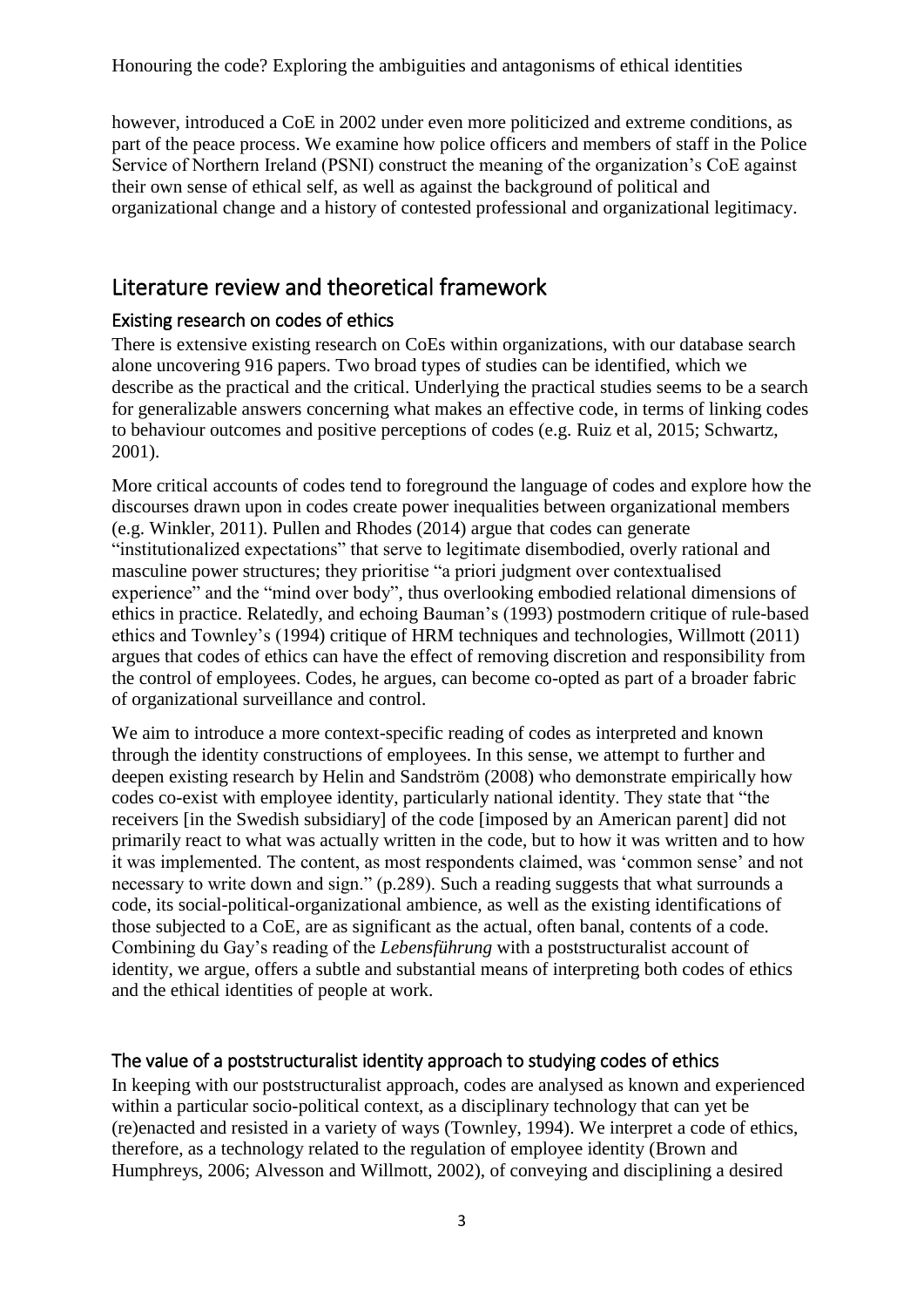however, introduced a CoE in 2002 under even more politicized and extreme conditions, as part of the peace process. We examine how police officers and members of staff in the Police Service of Northern Ireland (PSNI) construct the meaning of the organization's CoE against their own sense of ethical self, as well as against the background of political and organizational change and a history of contested professional and organizational legitimacy.

## Literature review and theoretical framework

### Existing research on codes of ethics

There is extensive existing research on CoEs within organizations, with our database search alone uncovering 916 papers. Two broad types of studies can be identified, which we describe as the practical and the critical. Underlying the practical studies seems to be a search for generalizable answers concerning what makes an effective code, in terms of linking codes to behaviour outcomes and positive perceptions of codes (e.g. Ruiz et al, 2015; Schwartz, 2001).

More critical accounts of codes tend to foreground the language of codes and explore how the discourses drawn upon in codes create power inequalities between organizational members (e.g. Winkler, 2011). Pullen and Rhodes (2014) argue that codes can generate "institutionalized expectations" that serve to legitimate disembodied, overly rational and masculine power structures; they prioritise "a priori judgment over contextualised experience" and the "mind over body", thus overlooking embodied relational dimensions of ethics in practice. Relatedly, and echoing Bauman's (1993) postmodern critique of rule-based ethics and Townley's (1994) critique of HRM techniques and technologies, Willmott (2011) argues that codes of ethics can have the effect of removing discretion and responsibility from the control of employees. Codes, he argues, can become co-opted as part of a broader fabric of organizational surveillance and control.

We aim to introduce a more context-specific reading of codes as interpreted and known through the identity constructions of employees. In this sense, we attempt to further and deepen existing research by Helin and Sandström (2008) who demonstrate empirically how codes co-exist with employee identity, particularly national identity. They state that "the receivers [in the Swedish subsidiary] of the code [imposed by an American parent] did not primarily react to what was actually written in the code, but to how it was written and to how it was implemented. The content, as most respondents claimed, was 'common sense' and not necessary to write down and sign." (p.289). Such a reading suggests that what surrounds a code, its social-political-organizational ambience, as well as the existing identifications of those subjected to a CoE, are as significant as the actual, often banal, contents of a code. Combining du Gay's reading of the *Lebensführung* with a poststructuralist account of identity, we argue, offers a subtle and substantial means of interpreting both codes of ethics and the ethical identities of people at work.

### The value of a poststructuralist identity approach to studying codes of ethics

In keeping with our poststructuralist approach, codes are analysed as known and experienced within a particular socio-political context, as a disciplinary technology that can yet be (re)enacted and resisted in a variety of ways (Townley, 1994). We interpret a code of ethics, therefore, as a technology related to the regulation of employee identity (Brown and Humphreys, 2006; Alvesson and Willmott, 2002), of conveying and disciplining a desired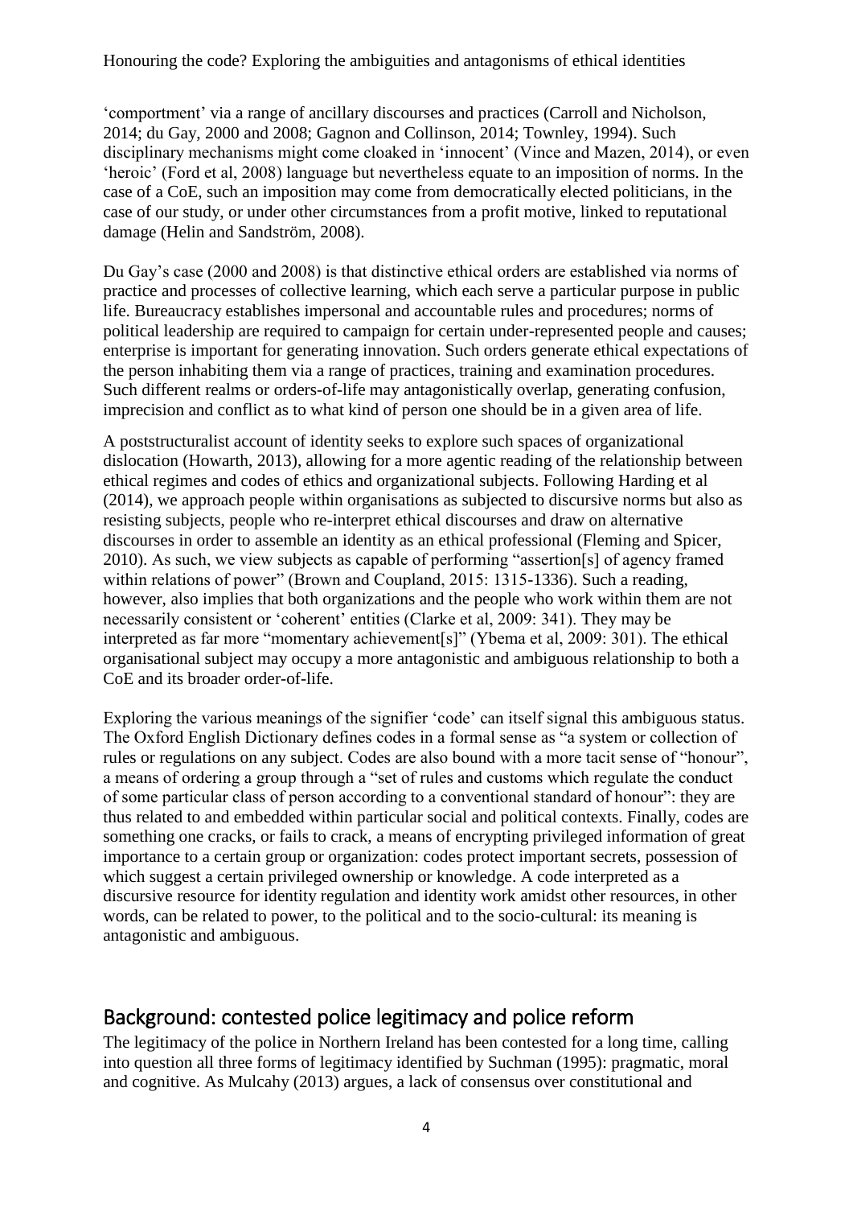'comportment' via a range of ancillary discourses and practices (Carroll and Nicholson, 2014; du Gay, 2000 and 2008; Gagnon and Collinson, 2014; Townley, 1994). Such disciplinary mechanisms might come cloaked in 'innocent' (Vince and Mazen, 2014), or even 'heroic' (Ford et al, 2008) language but nevertheless equate to an imposition of norms. In the case of a CoE, such an imposition may come from democratically elected politicians, in the case of our study, or under other circumstances from a profit motive, linked to reputational damage (Helin and Sandström, 2008).

Du Gay's case (2000 and 2008) is that distinctive ethical orders are established via norms of practice and processes of collective learning, which each serve a particular purpose in public life. Bureaucracy establishes impersonal and accountable rules and procedures; norms of political leadership are required to campaign for certain under-represented people and causes; enterprise is important for generating innovation. Such orders generate ethical expectations of the person inhabiting them via a range of practices, training and examination procedures. Such different realms or orders-of-life may antagonistically overlap, generating confusion, imprecision and conflict as to what kind of person one should be in a given area of life.

A poststructuralist account of identity seeks to explore such spaces of organizational dislocation (Howarth, 2013), allowing for a more agentic reading of the relationship between ethical regimes and codes of ethics and organizational subjects. Following Harding et al (2014), we approach people within organisations as subjected to discursive norms but also as resisting subjects, people who re-interpret ethical discourses and draw on alternative discourses in order to assemble an identity as an ethical professional (Fleming and Spicer, 2010). As such, we view subjects as capable of performing "assertion[s] of agency framed within relations of power" (Brown and Coupland, 2015: 1315-1336). Such a reading, however, also implies that both organizations and the people who work within them are not necessarily consistent or 'coherent' entities (Clarke et al, 2009: 341). They may be interpreted as far more "momentary achievement[s]" (Ybema et al, 2009: 301). The ethical organisational subject may occupy a more antagonistic and ambiguous relationship to both a CoE and its broader order-of-life.

Exploring the various meanings of the signifier 'code' can itself signal this ambiguous status. The Oxford English Dictionary defines codes in a formal sense as "a system or collection of rules or regulations on any subject. Codes are also bound with a more tacit sense of "honour", a means of ordering a group through a "set of rules and customs which regulate the conduct of some particular class of person according to a conventional standard of honour": they are thus related to and embedded within particular social and political contexts. Finally, codes are something one cracks, or fails to crack, a means of encrypting privileged information of great importance to a certain group or organization: codes protect important secrets, possession of which suggest a certain privileged ownership or knowledge. A code interpreted as a discursive resource for identity regulation and identity work amidst other resources, in other words, can be related to power, to the political and to the socio-cultural: its meaning is antagonistic and ambiguous.

## Background: contested police legitimacy and police reform

The legitimacy of the police in Northern Ireland has been contested for a long time, calling into question all three forms of legitimacy identified by Suchman (1995): pragmatic, moral and cognitive. As Mulcahy (2013) argues, a lack of consensus over constitutional and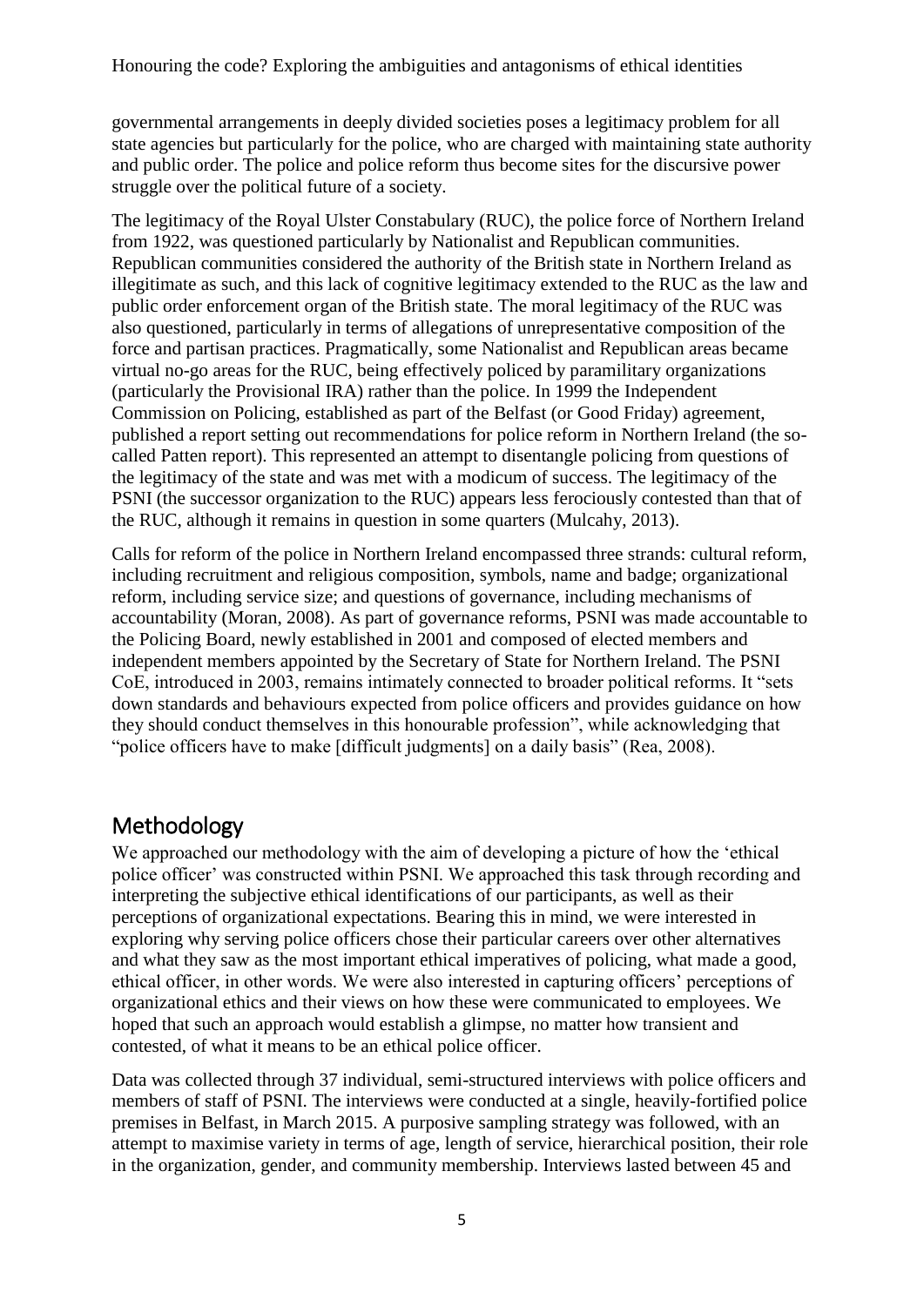governmental arrangements in deeply divided societies poses a legitimacy problem for all state agencies but particularly for the police, who are charged with maintaining state authority and public order. The police and police reform thus become sites for the discursive power struggle over the political future of a society.

The legitimacy of the Royal Ulster Constabulary (RUC), the police force of Northern Ireland from 1922, was questioned particularly by Nationalist and Republican communities. Republican communities considered the authority of the British state in Northern Ireland as illegitimate as such, and this lack of cognitive legitimacy extended to the RUC as the law and public order enforcement organ of the British state. The moral legitimacy of the RUC was also questioned, particularly in terms of allegations of unrepresentative composition of the force and partisan practices. Pragmatically, some Nationalist and Republican areas became virtual no-go areas for the RUC, being effectively policed by paramilitary organizations (particularly the Provisional IRA) rather than the police. In 1999 the Independent Commission on Policing, established as part of the Belfast (or Good Friday) agreement, published a report setting out recommendations for police reform in Northern Ireland (the so-called Patten report). This represented an attempt to disentangle policing from questions of the legitimacy of the state and was met with a modicum of success. The legitimacy of the PSNI (the successor organization to the RUC) appears less ferociously contested than that of the RUC, although it remains in question in some quarters (Mulcahy, 2013).

Calls for reform of the police in Northern Ireland encompassed three strands: cultural reform, including recruitment and religious composition, symbols, name and badge; organizational reform, including service size; and questions of governance, including mechanisms of accountability (Moran, 2008). As part of governance reforms, PSNI was made accountable to the Policing Board, newly established in 2001 and composed of elected members and independent members appointed by the Secretary of State for Northern Ireland. The PSNI CoE, introduced in 2003, remains intimately connected to broader political reforms. It "sets down standards and behaviours expected from police officers and provides guidance on how they should conduct themselves in this honourable profession", while acknowledging that "police officers have to make [difficult judgments] on a daily basis" (Rea, 2008).

## Methodology

We approached our methodology with the aim of developing a picture of how the 'ethical police officer' was constructed within PSNI. We approached this task through recording and interpreting the subjective ethical identifications of our participants, as well as their perceptions of organizational expectations. Bearing this in mind, we were interested in exploring why serving police officers chose their particular careers over other alternatives and what they saw as the most important ethical imperatives of policing, what made a good, ethical officer, in other words. We were also interested in capturing officers' perceptions of organizational ethics and their views on how these were communicated to employees. We hoped that such an approach would establish a glimpse, no matter how transient and contested, of what it means to be an ethical police officer.

Data was collected through 37 individual, semi-structured interviews with police officers and members of staff of PSNI. The interviews were conducted at a single, heavily-fortified police premises in Belfast, in March 2015. A purposive sampling strategy was followed, with an attempt to maximise variety in terms of age, length of service, hierarchical position, their role in the organization, gender, and community membership. Interviews lasted between 45 and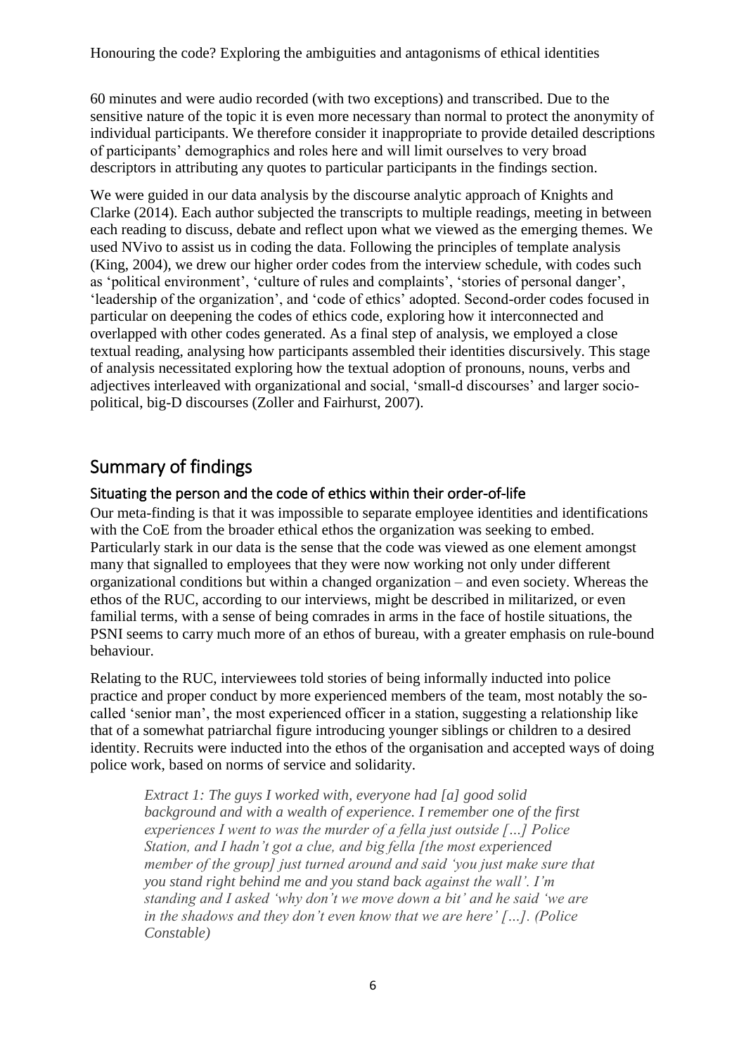60 minutes and were audio recorded (with two exceptions) and transcribed. Due to the sensitive nature of the topic it is even more necessary than normal to protect the anonymity of individual participants. We therefore consider it inappropriate to provide detailed descriptions of participants' demographics and roles here and will limit ourselves to very broad descriptors in attributing any quotes to particular participants in the findings section.

We were guided in our data analysis by the discourse analytic approach of Knights and Clarke (2014). Each author subjected the transcripts to multiple readings, meeting in between each reading to discuss, debate and reflect upon what we viewed as the emerging themes. We used NVivo to assist us in coding the data. Following the principles of template analysis (King, 2004), we drew our higher order codes from the interview schedule, with codes such as 'political environment', 'culture of rules and complaints', 'stories of personal danger', 'leadership of the organization', and 'code of ethics' adopted. Second-order codes focused in particular on deepening the codes of ethics code, exploring how it interconnected and overlapped with other codes generated. As a final step of analysis, we employed a close textual reading, analysing how participants assembled their identities discursively. This stage of analysis necessitated exploring how the textual adoption of pronouns, nouns, verbs and adjectives interleaved with organizational and social, 'small-d discourses' and larger socio-political, big-D discourses (Zoller and Fairhurst, 2007).

## Summary of findings

### Situating the person and the code of ethics within their order-of-life

Our meta-finding is that it was impossible to separate employee identities and identifications with the CoE from the broader ethical ethos the organization was seeking to embed. Particularly stark in our data is the sense that the code was viewed as one element amongst many that signalled to employees that they were now working not only under different organizational conditions but within a changed organization – and even society. Whereas the ethos of the RUC, according to our interviews, might be described in militarized, or even familial terms, with a sense of being comrades in arms in the face of hostile situations, the PSNI seems to carry much more of an ethos of bureau, with a greater emphasis on rule-bound behaviour.

Relating to the RUC, interviewees told stories of being informally inducted into police practice and proper conduct by more experienced members of the team, most notably the so-called 'senior man', the most experienced officer in a station, suggesting a relationship like that of a somewhat patriarchal figure introducing younger siblings or children to a desired identity. Recruits were inducted into the ethos of the organisation and accepted ways of doing police work, based on norms of service and solidarity.

> *Extract 1: The guys I worked with, everyone had [a] good solid background and with a wealth of experience. I remember one of the first experiences I went to was the murder of a fella just outside […] Police Station, and I hadn't got a clue, and big fella [the most experienced member of the group] just turned around and said 'you just make sure that you stand right behind me and you stand back against the wall'. I'm standing and I asked 'why don't we move down a bit' and he said 'we are in the shadows and they don't even know that we are here' […]. (Police Constable)*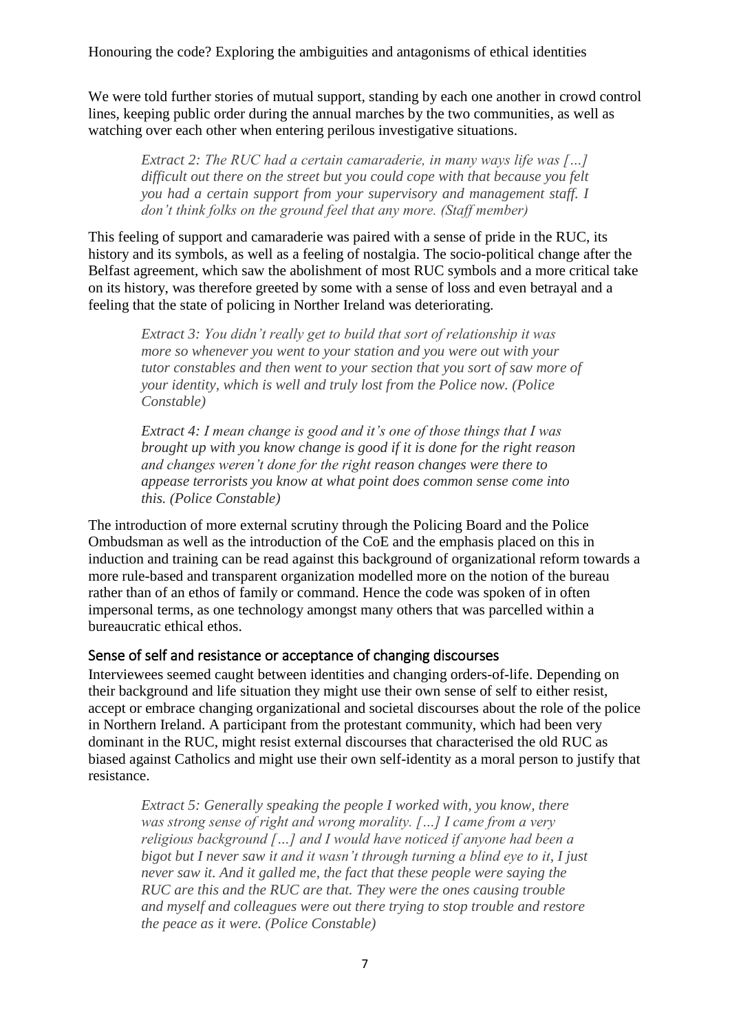We were told further stories of mutual support, standing by each one another in crowd control lines, keeping public order during the annual marches by the two communities, as well as watching over each other when entering perilous investigative situations.

> *Extract 2: The RUC had a certain camaraderie, in many ways life was […] difficult out there on the street but you could cope with that because you felt you had a certain support from your supervisory and management staff. I don't think folks on the ground feel that any more. (Staff member)*

This feeling of support and camaraderie was paired with a sense of pride in the RUC, its history and its symbols, as well as a feeling of nostalgia. The socio-political change after the Belfast agreement, which saw the abolishment of most RUC symbols and a more critical take on its history, was therefore greeted by some with a sense of loss and even betrayal and a feeling that the state of policing in Norther Ireland was deteriorating.

> *Extract 3: You didn't really get to build that sort of relationship it was more so whenever you went to your station and you were out with your tutor constables and then went to your section that you sort of saw more of your identity, which is well and truly lost from the Police now. (Police Constable)*

> *Extract 4: I mean change is good and it's one of those things that I was brought up with you know change is good if it is done for the right reason and changes weren't done for the right reason changes were there to appease terrorists you know at what point does common sense come into this. (Police Constable)*

The introduction of more external scrutiny through the Policing Board and the Police Ombudsman as well as the introduction of the CoE and the emphasis placed on this in induction and training can be read against this background of organizational reform towards a more rule-based and transparent organization modelled more on the notion of the bureau rather than of an ethos of family or command. Hence the code was spoken of in often impersonal terms, as one technology amongst many others that was parcelled within a bureaucratic ethical ethos.

## Sense of self and resistance or acceptance of changing discourses

Interviewees seemed caught between identities and changing orders-of-life. Depending on their background and life situation they might use their own sense of self to either resist, accept or embrace changing organizational and societal discourses about the role of the police in Northern Ireland. A participant from the protestant community, which had been very dominant in the RUC, might resist external discourses that characterised the old RUC as biased against Catholics and might use their own self-identity as a moral person to justify that resistance.

> *Extract 5: Generally speaking the people I worked with, you know, there was strong sense of right and wrong morality. […] I came from a very religious background […] and I would have noticed if anyone had been a bigot but I never saw it and it wasn't through turning a blind eye to it, I just never saw it. And it galled me, the fact that these people were saying the RUC are this and the RUC are that. They were the ones causing trouble and myself and colleagues were out there trying to stop trouble and restore the peace as it were. (Police Constable)*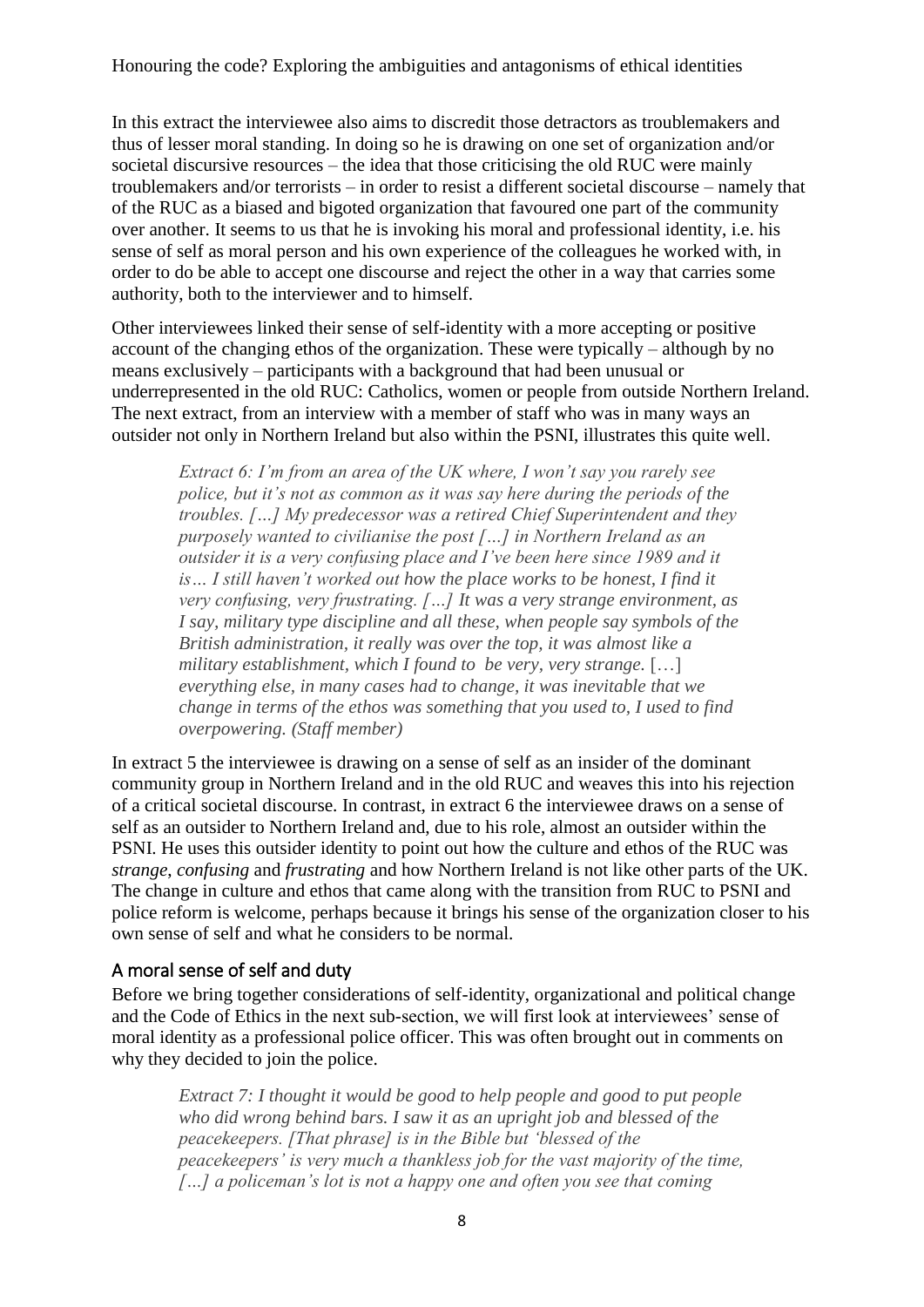In this extract the interviewee also aims to discredit those detractors as troublemakers and thus of lesser moral standing. In doing so he is drawing on one set of organization and/or societal discursive resources – the idea that those criticising the old RUC were mainly troublemakers and/or terrorists – in order to resist a different societal discourse – namely that of the RUC as a biased and bigoted organization that favoured one part of the community over another. It seems to us that he is invoking his moral and professional identity, i.e. his sense of self as moral person and his own experience of the colleagues he worked with, in order to do be able to accept one discourse and reject the other in a way that carries some authority, both to the interviewer and to himself.

Other interviewees linked their sense of self-identity with a more accepting or positive account of the changing ethos of the organization. These were typically – although by no means exclusively – participants with a background that had been unusual or underrepresented in the old RUC: Catholics, women or people from outside Northern Ireland. The next extract, from an interview with a member of staff who was in many ways an outsider not only in Northern Ireland but also within the PSNI, illustrates this quite well.

> *Extract 6: I'm from an area of the UK where, I won't say you rarely see police, but it's not as common as it was say here during the periods of the troubles. […] My predecessor was a retired Chief Superintendent and they purposely wanted to civilianise the post […] in Northern Ireland as an outsider it is a very confusing place and I've been here since 1989 and it is… I still haven't worked out how the place works to be honest, I find it very confusing, very frustrating. […] It was a very strange environment, as I say, military type discipline and all these, when people say symbols of the British administration, it really was over the top, it was almost like a military establishment, which I found to be very, very strange.* […] *everything else, in many cases had to change, it was inevitable that we change in terms of the ethos was something that you used to, I used to find overpowering. (Staff member)*

In extract 5 the interviewee is drawing on a sense of self as an insider of the dominant community group in Northern Ireland and in the old RUC and weaves this into his rejection of a critical societal discourse. In contrast, in extract 6 the interviewee draws on a sense of self as an outsider to Northern Ireland and, due to his role, almost an outsider within the PSNI. He uses this outsider identity to point out how the culture and ethos of the RUC was *strange*, *confusing* and *frustrating* and how Northern Ireland is not like other parts of the UK. The change in culture and ethos that came along with the transition from RUC to PSNI and police reform is welcome, perhaps because it brings his sense of the organization closer to his own sense of self and what he considers to be normal.

## A moral sense of self and duty

Before we bring together considerations of self-identity, organizational and political change and the Code of Ethics in the next sub-section, we will first look at interviewees' sense of moral identity as a professional police officer. This was often brought out in comments on why they decided to join the police.

> *Extract 7: I thought it would be good to help people and good to put people who did wrong behind bars. I saw it as an upright job and blessed of the peacekeepers. [That phrase] is in the Bible but 'blessed of the peacekeepers' is very much a thankless job for the vast majority of the time, […] a policeman's lot is not a happy one and often you see that coming*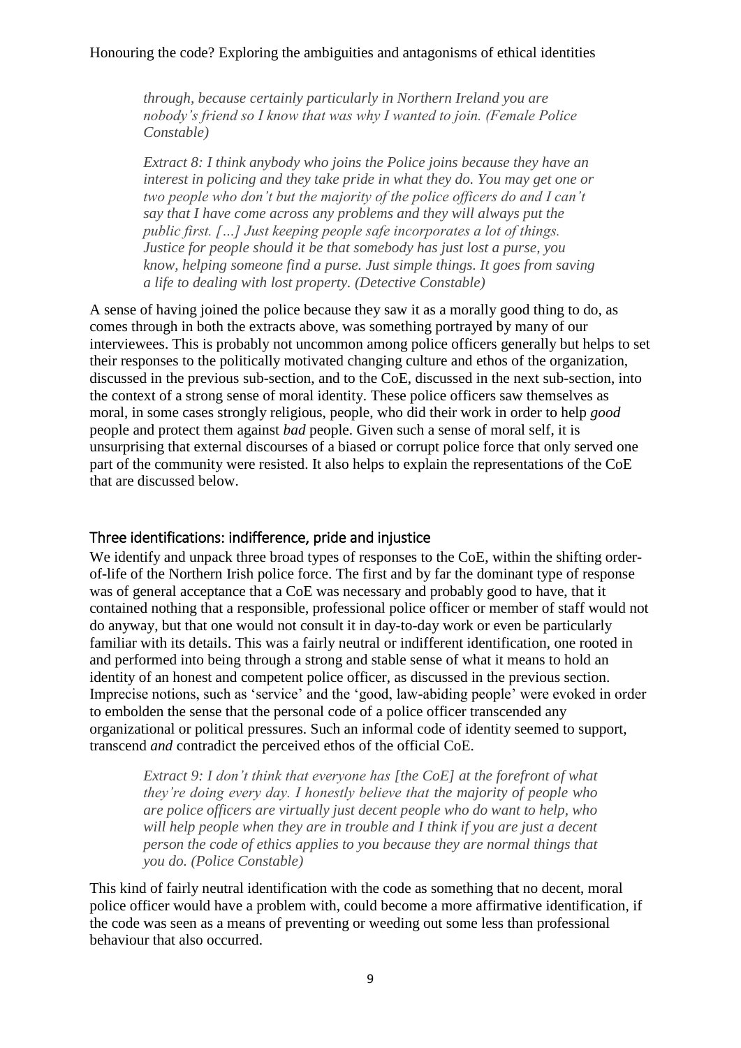*through, because certainly particularly in Northern Ireland you are nobody's friend so I know that was why I wanted to join. (Female Police Constable)*

*Extract 8: I think anybody who joins the Police joins because they have an interest in policing and they take pride in what they do. You may get one or two people who don't but the majority of the police officers do and I can't say that I have come across any problems and they will always put the public first. […] Just keeping people safe incorporates a lot of things. Justice for people should it be that somebody has just lost a purse, you know, helping someone find a purse. Just simple things. It goes from saving a life to dealing with lost property. (Detective Constable)*

A sense of having joined the police because they saw it as a morally good thing to do, as comes through in both the extracts above, was something portrayed by many of our interviewees. This is probably not uncommon among police officers generally but helps to set their responses to the politically motivated changing culture and ethos of the organization, discussed in the previous sub-section, and to the CoE, discussed in the next sub-section, into the context of a strong sense of moral identity. These police officers saw themselves as moral, in some cases strongly religious, people, who did their work in order to help *good* people and protect them against *bad* people. Given such a sense of moral self, it is unsurprising that external discourses of a biased or corrupt police force that only served one part of the community were resisted. It also helps to explain the representations of the CoE that are discussed below.

## Three identifications: indifference, pride and injustice

We identify and unpack three broad types of responses to the CoE, within the shifting order-of-life of the Northern Irish police force. The first and by far the dominant type of response was of general acceptance that a CoE was necessary and probably good to have, that it contained nothing that a responsible, professional police officer or member of staff would not do anyway, but that one would not consult it in day-to-day work or even be particularly familiar with its details. This was a fairly neutral or indifferent identification, one rooted in and performed into being through a strong and stable sense of what it means to hold an identity of an honest and competent police officer, as discussed in the previous section. Imprecise notions, such as 'service' and the 'good, law-abiding people' were evoked in order to embolden the sense that the personal code of a police officer transcended any organizational or political pressures. Such an informal code of identity seemed to support, transcend *and* contradict the perceived ethos of the official CoE.

*Extract 9: I don't think that everyone has [the CoE] at the forefront of what they're doing every day. I honestly believe that the majority of people who are police officers are virtually just decent people who do want to help, who will help people when they are in trouble and I think if you are just a decent person the code of ethics applies to you because they are normal things that you do. (Police Constable)*

This kind of fairly neutral identification with the code as something that no decent, moral police officer would have a problem with, could become a more affirmative identification, if the code was seen as a means of preventing or weeding out some less than professional behaviour that also occurred.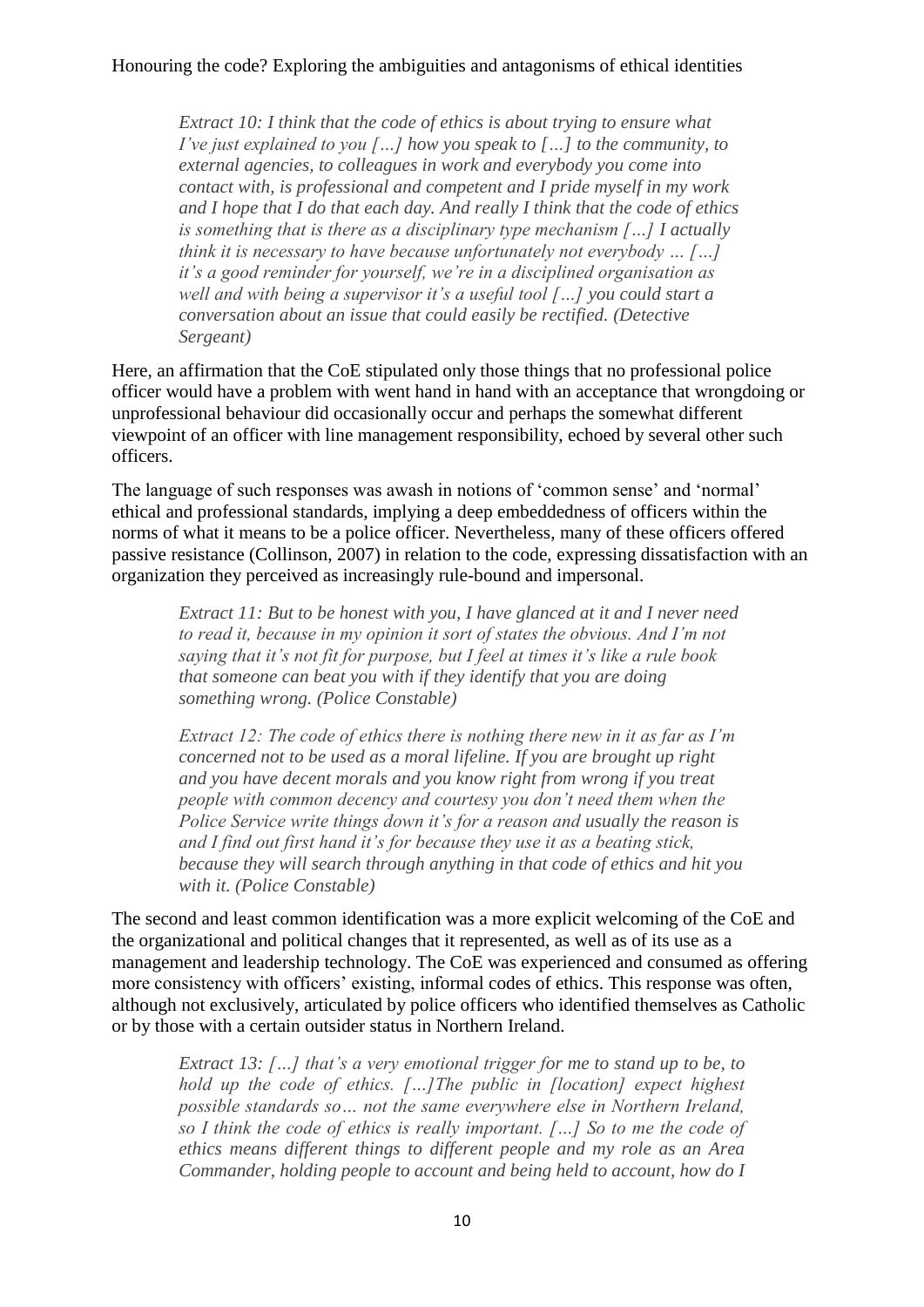*Extract 10: I think that the code of ethics is about trying to ensure what I've just explained to you […] how you speak to […] to the community, to external agencies, to colleagues in work and everybody you come into contact with, is professional and competent and I pride myself in my work and I hope that I do that each day. And really I think that the code of ethics is something that is there as a disciplinary type mechanism […] I actually think it is necessary to have because unfortunately not everybody … […] it's a good reminder for yourself, we're in a disciplined organisation as well and with being a supervisor it's a useful tool […] you could start a conversation about an issue that could easily be rectified. (Detective Sergeant)*

Here, an affirmation that the CoE stipulated only those things that no professional police officer would have a problem with went hand in hand with an acceptance that wrongdoing or unprofessional behaviour did occasionally occur and perhaps the somewhat different viewpoint of an officer with line management responsibility, echoed by several other such officers.

The language of such responses was awash in notions of 'common sense' and 'normal' ethical and professional standards, implying a deep embeddedness of officers within the norms of what it means to be a police officer. Nevertheless, many of these officers offered passive resistance (Collinson, 2007) in relation to the code, expressing dissatisfaction with an organization they perceived as increasingly rule-bound and impersonal.

*Extract 11: But to be honest with you, I have glanced at it and I never need to read it, because in my opinion it sort of states the obvious. And I'm not saying that it's not fit for purpose, but I feel at times it's like a rule book that someone can beat you with if they identify that you are doing something wrong. (Police Constable)*

*Extract 12: The code of ethics there is nothing there new in it as far as I'm concerned not to be used as a moral lifeline. If you are brought up right and you have decent morals and you know right from wrong if you treat people with common decency and courtesy you don't need them when the Police Service write things down it's for a reason and usually the reason is and I find out first hand it's for because they use it as a beating stick, because they will search through anything in that code of ethics and hit you with it. (Police Constable)*

The second and least common identification was a more explicit welcoming of the CoE and the organizational and political changes that it represented, as well as of its use as a management and leadership technology. The CoE was experienced and consumed as offering more consistency with officers' existing, informal codes of ethics. This response was often, although not exclusively, articulated by police officers who identified themselves as Catholic or by those with a certain outsider status in Northern Ireland.

*Extract 13: […] that's a very emotional trigger for me to stand up to be, to hold up the code of ethics. […]The public in [location] expect highest possible standards so… not the same everywhere else in Northern Ireland, so I think the code of ethics is really important. […] So to me the code of ethics means different things to different people and my role as an Area Commander, holding people to account and being held to account, how do I*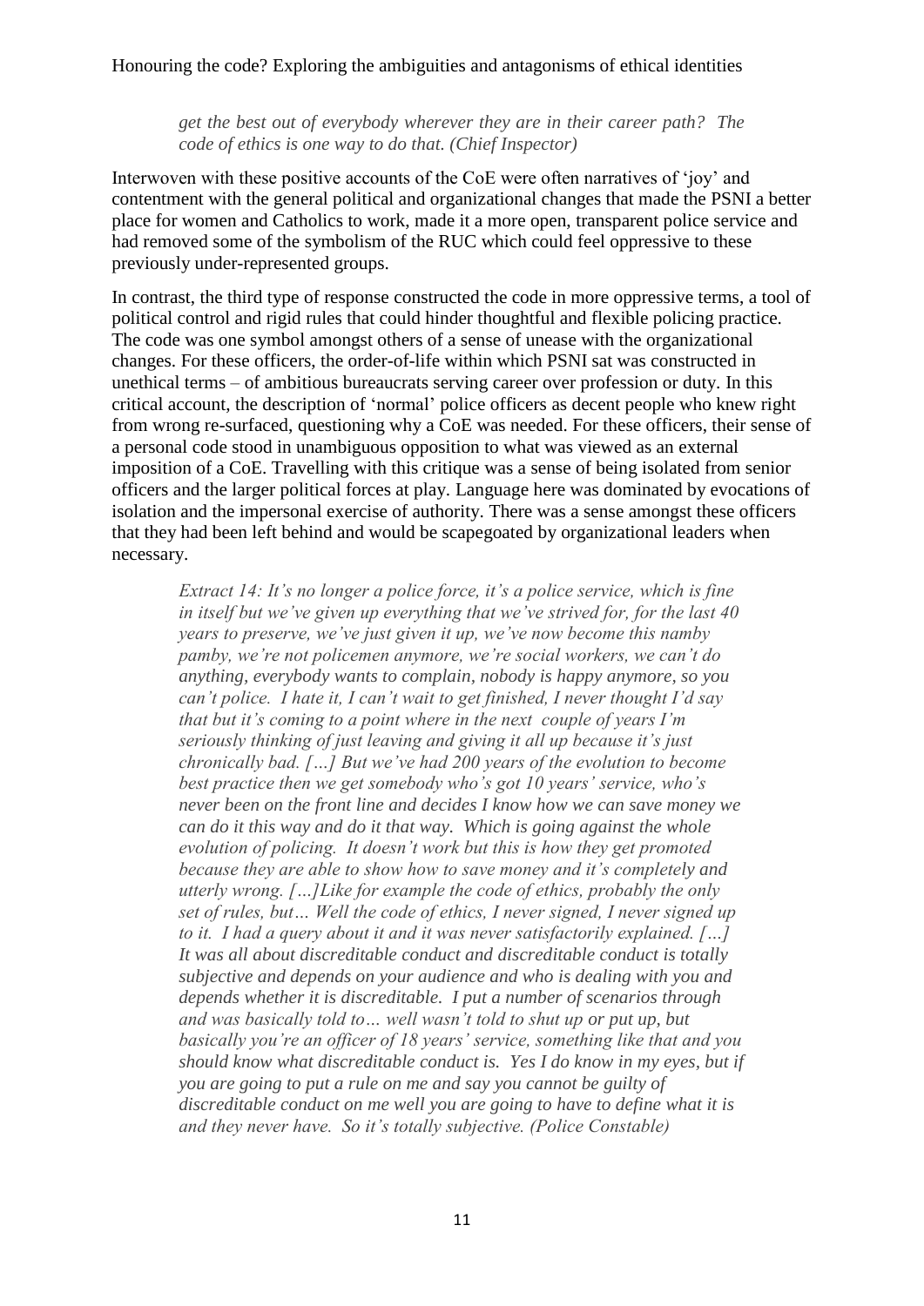*get the best out of everybody wherever they are in their career path? The code of ethics is one way to do that. (Chief Inspector)*

Interwoven with these positive accounts of the CoE were often narratives of 'joy' and contentment with the general political and organizational changes that made the PSNI a better place for women and Catholics to work, made it a more open, transparent police service and had removed some of the symbolism of the RUC which could feel oppressive to these previously under-represented groups.

In contrast, the third type of response constructed the code in more oppressive terms, a tool of political control and rigid rules that could hinder thoughtful and flexible policing practice. The code was one symbol amongst others of a sense of unease with the organizational changes. For these officers, the order-of-life within which PSNI sat was constructed in unethical terms – of ambitious bureaucrats serving career over profession or duty. In this critical account, the description of 'normal' police officers as decent people who knew right from wrong re-surfaced, questioning why a CoE was needed. For these officers, their sense of a personal code stood in unambiguous opposition to what was viewed as an external imposition of a CoE. Travelling with this critique was a sense of being isolated from senior officers and the larger political forces at play. Language here was dominated by evocations of isolation and the impersonal exercise of authority. There was a sense amongst these officers that they had been left behind and would be scapegoated by organizational leaders when necessary.

> *Extract 14: It's no longer a police force, it's a police service, which is fine in itself but we've given up everything that we've strived for, for the last 40 years to preserve, we've just given it up, we've now become this namby pamby, we're not policemen anymore, we're social workers, we can't do anything, everybody wants to complain, nobody is happy anymore, so you can't police. I hate it, I can't wait to get finished, I never thought I'd say that but it's coming to a point where in the next couple of years I'm seriously thinking of just leaving and giving it all up because it's just chronically bad. […] But we've had 200 years of the evolution to become best practice then we get somebody who's got 10 years' service, who's never been on the front line and decides I know how we can save money we can do it this way and do it that way. Which is going against the whole evolution of policing. It doesn't work but this is how they get promoted because they are able to show how to save money and it's completely and utterly wrong. […]Like for example the code of ethics, probably the only set of rules, but… Well the code of ethics, I never signed, I never signed up to it. I had a query about it and it was never satisfactorily explained. […] It was all about discreditable conduct and discreditable conduct is totally subjective and depends on your audience and who is dealing with you and depends whether it is discreditable. I put a number of scenarios through and was basically told to… well wasn't told to shut up or put up, but basically you're an officer of 18 years' service, something like that and you should know what discreditable conduct is. Yes I do know in my eyes, but if you are going to put a rule on me and say you cannot be guilty of discreditable conduct on me well you are going to have to define what it is and they never have. So it's totally subjective. (Police Constable)*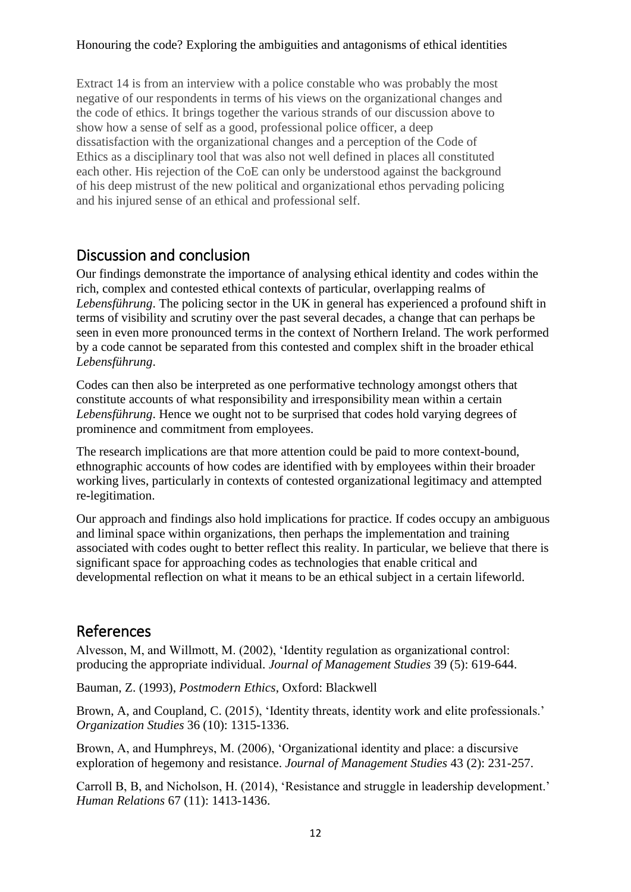Extract 14 is from an interview with a police constable who was probably the most negative of our respondents in terms of his views on the organizational changes and the code of ethics. It brings together the various strands of our discussion above to show how a sense of self as a good, professional police officer, a deep dissatisfaction with the organizational changes and a perception of the Code of Ethics as a disciplinary tool that was also not well defined in places all constituted each other. His rejection of the CoE can only be understood against the background of his deep mistrust of the new political and organizational ethos pervading policing and his injured sense of an ethical and professional self.

## Discussion and conclusion

Our findings demonstrate the importance of analysing ethical identity and codes within the rich, complex and contested ethical contexts of particular, overlapping realms of *Lebensführung*. The policing sector in the UK in general has experienced a profound shift in terms of visibility and scrutiny over the past several decades, a change that can perhaps be seen in even more pronounced terms in the context of Northern Ireland. The work performed by a code cannot be separated from this contested and complex shift in the broader ethical *Lebensführung*.

Codes can then also be interpreted as one performative technology amongst others that constitute accounts of what responsibility and irresponsibility mean within a certain *Lebensführung*. Hence we ought not to be surprised that codes hold varying degrees of prominence and commitment from employees.

The research implications are that more attention could be paid to more context-bound, ethnographic accounts of how codes are identified with by employees within their broader working lives, particularly in contexts of contested organizational legitimacy and attempted re-legitimation.

Our approach and findings also hold implications for practice. If codes occupy an ambiguous and liminal space within organizations, then perhaps the implementation and training associated with codes ought to better reflect this reality. In particular, we believe that there is significant space for approaching codes as technologies that enable critical and developmental reflection on what it means to be an ethical subject in a certain lifeworld.

## References

Alvesson, M, and Willmott, M. (2002), 'Identity regulation as organizational control: producing the appropriate individual. *Journal of Management Studies* 39 (5): 619-644.

Bauman, Z. (1993), *Postmodern Ethics*, Oxford: Blackwell

Brown, A, and Coupland, C. (2015), 'Identity threats, identity work and elite professionals.' *Organization Studies* 36 (10): 1315-1336.

Brown, A, and Humphreys, M. (2006), 'Organizational identity and place: a discursive exploration of hegemony and resistance. *Journal of Management Studies* 43 (2): 231-257.

Carroll B, B, and Nicholson, H. (2014), 'Resistance and struggle in leadership development.' *Human Relations* 67 (11): 1413-1436.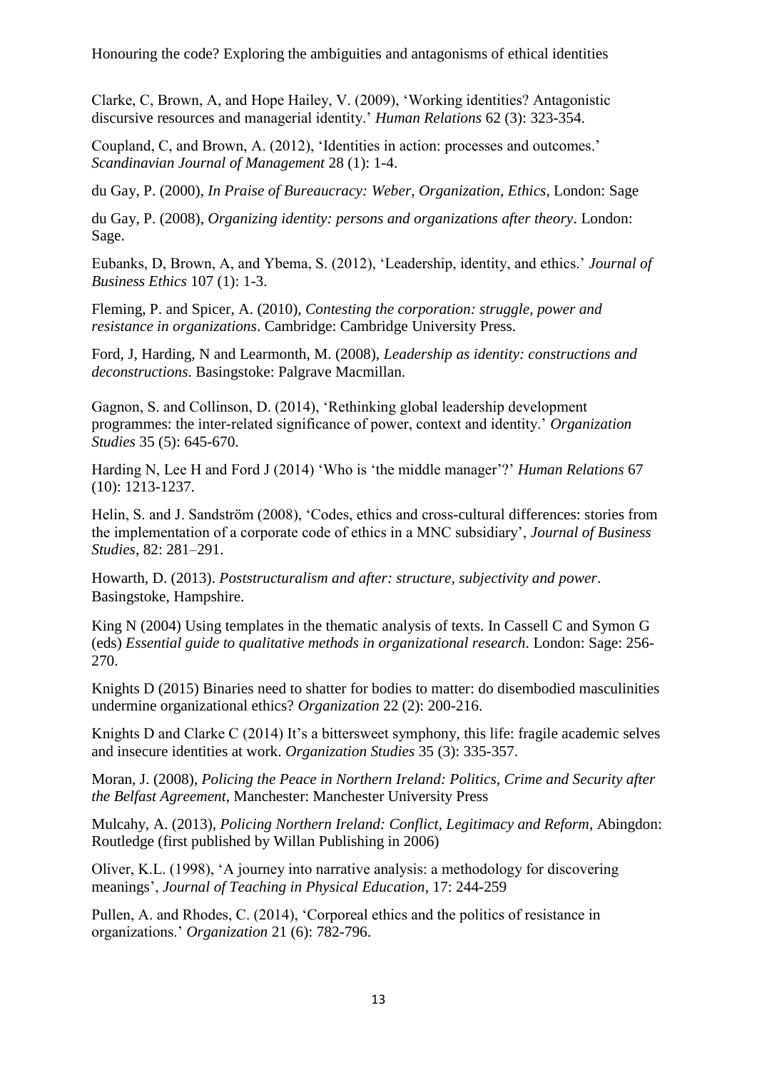Clarke, C, Brown, A, and Hope Hailey, V. (2009), 'Working identities? Antagonistic discursive resources and managerial identity.' *Human Relations* 62 (3): 323-354.

Coupland, C, and Brown, A. (2012), 'Identities in action: processes and outcomes.' *Scandinavian Journal of Management* 28 (1): 1-4.

du Gay, P. (2000), *In Praise of Bureaucracy: Weber, Organization, Ethics*, London: Sage

du Gay, P. (2008), *Organizing identity: persons and organizations after theory*. London: Sage.

Eubanks, D, Brown, A, and Ybema, S. (2012), 'Leadership, identity, and ethics.' *Journal of Business Ethics* 107 (1): 1-3.

Fleming, P. and Spicer, A. (2010), *Contesting the corporation: struggle, power and resistance in organizations*. Cambridge: Cambridge University Press.

Ford, J, Harding, N and Learmonth, M. (2008), *Leadership as identity: constructions and deconstructions*. Basingstoke: Palgrave Macmillan.

Gagnon, S. and Collinson, D. (2014), 'Rethinking global leadership development programmes: the inter-related significance of power, context and identity.' *Organization Studies* 35 (5): 645-670.

Harding N, Lee H and Ford J (2014) 'Who is 'the middle manager'?' *Human Relations* 67 (10): 1213-1237.

Helin, S. and J. Sandström (2008), 'Codes, ethics and cross-cultural differences: stories from the implementation of a corporate code of ethics in a MNC subsidiary', *Journal of Business Studies*, 82: 281–291.

Howarth, D. (2013). *Poststructuralism and after: structure, subjectivity and power*. Basingstoke, Hampshire.

King N (2004) Using templates in the thematic analysis of texts. In Cassell C and Symon G (eds) *Essential guide to qualitative methods in organizational research*. London: Sage: 256-270.

Knights D (2015) Binaries need to shatter for bodies to matter: do disembodied masculinities undermine organizational ethics? *Organization* 22 (2): 200-216.

Knights D and Clarke C (2014) It's a bittersweet symphony, this life: fragile academic selves and insecure identities at work. *Organization Studies* 35 (3): 335-357.

Moran, J. (2008), *Policing the Peace in Northern Ireland: Politics, Crime and Security after the Belfast Agreement*, Manchester: Manchester University Press

Mulcahy, A. (2013), *Policing Northern Ireland: Conflict, Legitimacy and Reform*, Abingdon: Routledge (first published by Willan Publishing in 2006)

Oliver, K.L. (1998), 'A journey into narrative analysis: a methodology for discovering meanings', *Journal of Teaching in Physical Education*, 17: 244-259

Pullen, A. and Rhodes, C. (2014), 'Corporeal ethics and the politics of resistance in organizations.' *Organization* 21 (6): 782-796.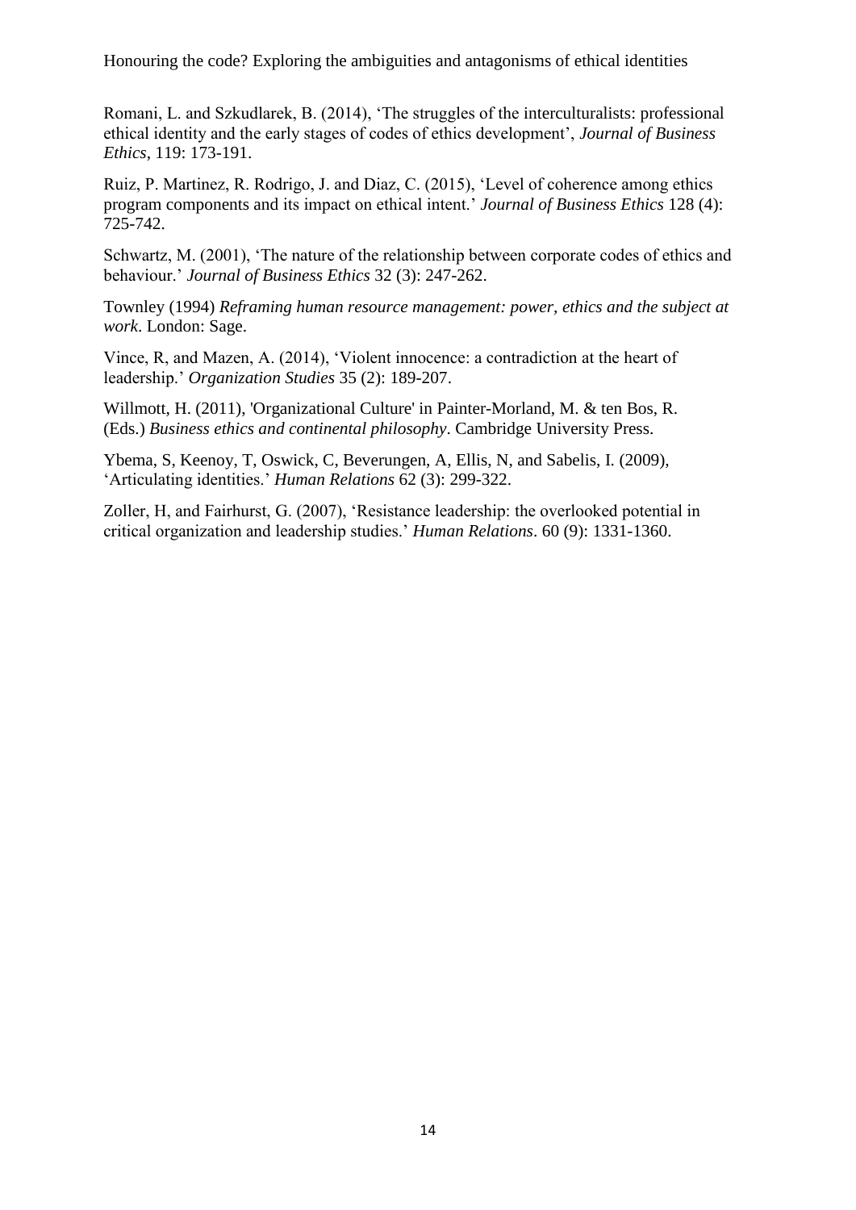Romani, L. and Szkudlarek, B. (2014), 'The struggles of the interculturalists: professional ethical identity and the early stages of codes of ethics development', *Journal of Business Ethics*, 119: 173-191.

Ruiz, P. Martinez, R. Rodrigo, J. and Diaz, C. (2015), 'Level of coherence among ethics program components and its impact on ethical intent.' *Journal of Business Ethics* 128 (4): 725-742.

Schwartz, M. (2001), 'The nature of the relationship between corporate codes of ethics and behaviour.' *Journal of Business Ethics* 32 (3): 247-262.

Townley (1994) *Reframing human resource management: power, ethics and the subject at work*. London: Sage.

Vince, R, and Mazen, A. (2014), 'Violent innocence: a contradiction at the heart of leadership.' *Organization Studies* 35 (2): 189-207.

Willmott, H. (2011), 'Organizational Culture' in Painter-Morland, M. & ten Bos, R. (Eds.) *Business ethics and continental philosophy*. Cambridge University Press.

Ybema, S, Keenoy, T, Oswick, C, Beverungen, A, Ellis, N, and Sabelis, I. (2009), 'Articulating identities.' *Human Relations* 62 (3): 299-322.

Zoller, H, and Fairhurst, G. (2007), 'Resistance leadership: the overlooked potential in critical organization and leadership studies.' *Human Relations*. 60 (9): 1331-1360.